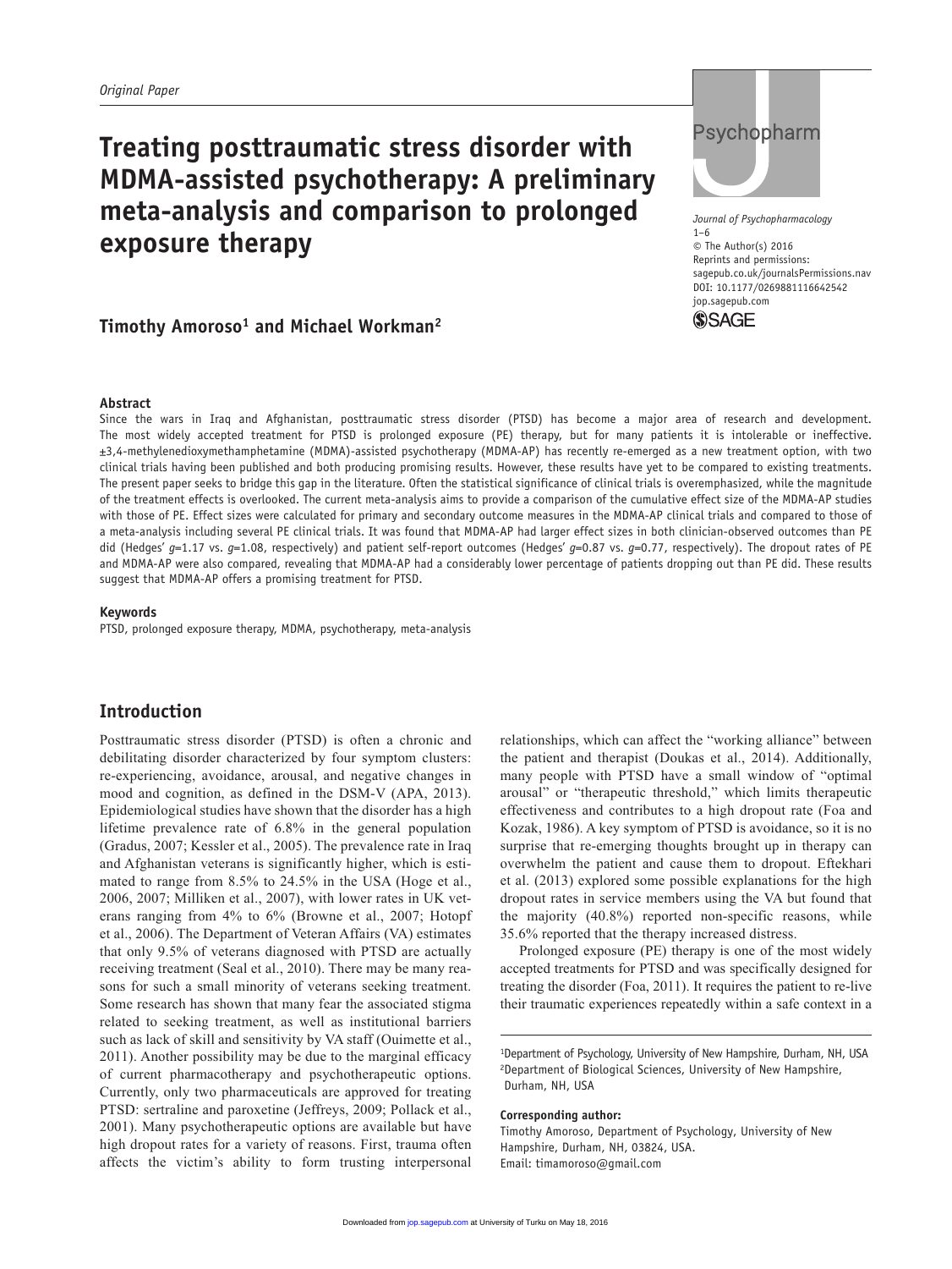Original Paper

# Treating posttraumatic stress disorder with MDMA-assisted psychotherapy: A preliminary meta-analysis and comparison to prolonged exposure therapy

Journal of Psychopharmacology
1–6
© The Author(s) 2016
Reprints and permissions: sagepub.co.uk/journalsPermissions.nav
DOI: 10.1177/0269881116642542
jop.sagepub.com

**Timothy Amoroso[1] and Michael Workman[2]**

## Abstract

Since the wars in Iraq and Afghanistan, posttraumatic stress disorder (PTSD) has become a major area of research and development. The most widely accepted treatment for PTSD is prolonged exposure (PE) therapy, but for many patients it is intolerable or ineffective. ±3,4-methylenedioxymethamphetamine (MDMA)-assisted psychotherapy (MDMA-AP) has recently re-emerged as a new treatment option, with two clinical trials having been published and both producing promising results. However, these results have yet to be compared to existing treatments. The present paper seeks to bridge this gap in the literature. Often the statistical significance of clinical trials is overemphasized, while the magnitude of the treatment effects is overlooked. The current meta-analysis aims to provide a comparison of the cumulative effect size of the MDMA-AP studies with those of PE. Effect sizes were calculated for primary and secondary outcome measures in the MDMA-AP clinical trials and compared to those of a meta-analysis including several PE clinical trials. It was found that MDMA-AP had larger effect sizes in both clinician-observed outcomes than PE did (Hedges' $g$=1.17 vs. $g$=1.08, respectively) and patient self-report outcomes (Hedges' $g$=0.87 vs. $g$=0.77, respectively). The dropout rates of PE and MDMA-AP were also compared, revealing that MDMA-AP had a considerably lower percentage of patients dropping out than PE did. These results suggest that MDMA-AP offers a promising treatment for PTSD.

## Keywords

PTSD, prolonged exposure therapy, MDMA, psychotherapy, meta-analysis

## Introduction

Posttraumatic stress disorder (PTSD) is often a chronic and debilitating disorder characterized by four symptom clusters: re-experiencing, avoidance, arousal, and negative changes in mood and cognition, as defined in the DSM-V (APA, 2013). Epidemiological studies have shown that the disorder has a high lifetime prevalence rate of 6.8% in the general population (Gradus, 2007; Kessler et al., 2005). The prevalence rate in Iraq and Afghanistan veterans is significantly higher, which is estimated to range from 8.5% to 24.5% in the USA (Hoge et al., 2006, 2007; Milliken et al., 2007), with lower rates in UK veterans ranging from 4% to 6% (Browne et al., 2007; Hotopf et al., 2006). The Department of Veteran Affairs (VA) estimates that only 9.5% of veterans diagnosed with PTSD are actually receiving treatment (Seal et al., 2010). There may be many reasons for such a small minority of veterans seeking treatment. Some research has shown that many fear the associated stigma related to seeking treatment, as well as institutional barriers such as lack of skill and sensitivity by VA staff (Ouimette et al., 2011). Another possibility may be due to the marginal efficacy of current pharmacotherapy and psychotherapeutic options. Currently, only two pharmaceuticals are approved for treating PTSD: sertraline and paroxetine (Jeffreys, 2009; Pollack et al., 2001). Many psychotherapeutic options are available but have high dropout rates for a variety of reasons. First, trauma often affects the victim's ability to form trusting interpersonal relationships, which can affect the "working alliance" between the patient and therapist (Doukas et al., 2014). Additionally, many people with PTSD have a small window of "optimal arousal" or "therapeutic threshold," which limits therapeutic effectiveness and contributes to a high dropout rate (Foa and Kozak, 1986). A key symptom of PTSD is avoidance, so it is no surprise that re-emerging thoughts brought up in therapy can overwhelm the patient and cause them to dropout. Eftekhari et al. (2013) explored some possible explanations for the high dropout rates in service members using the VA but found that the majority (40.8%) reported non-specific reasons, while 35.6% reported that the therapy increased distress.

Prolonged exposure (PE) therapy is one of the most widely accepted treatments for PTSD and was specifically designed for treating the disorder (Foa, 2011). It requires the patient to re-live their traumatic experiences repeatedly within a safe context in a

[1]Department of Psychology, University of New Hampshire, Durham, NH, USA
[2]Department of Biological Sciences, University of New Hampshire, Durham, NH, USA

**Corresponding author:**
Timothy Amoroso, Department of Psychology, University of New Hampshire, Durham, NH, 03824, USA.
Email: timamoroso@gmail.com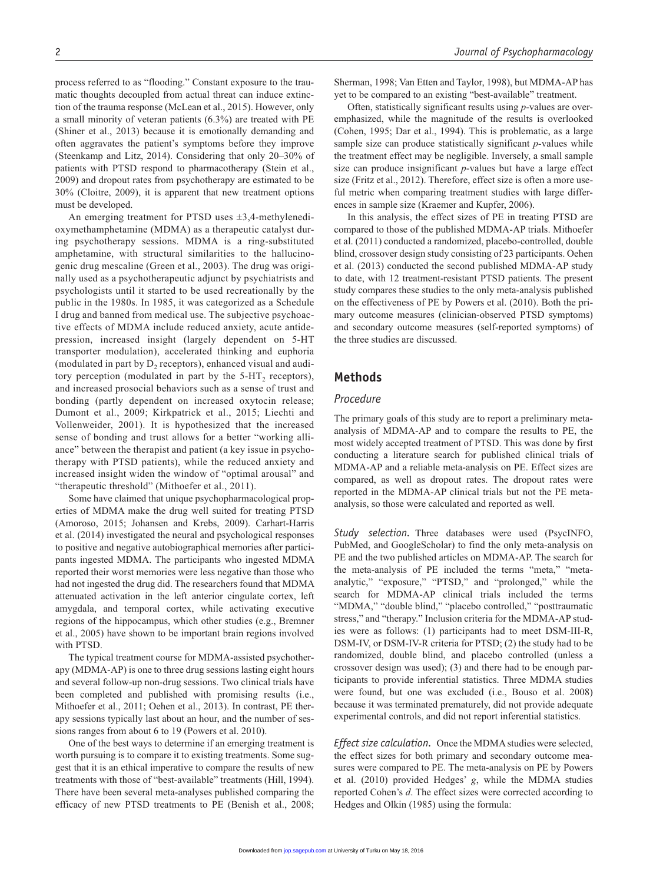process referred to as "flooding." Constant exposure to the traumatic thoughts decoupled from actual threat can induce extinction of the trauma response (McLean et al., 2015). However, only a small minority of veteran patients (6.3%) are treated with PE (Shiner et al., 2013) because it is emotionally demanding and often aggravates the patient's symptoms before they improve (Steenkamp and Litz, 2014). Considering that only 20–30% of patients with PTSD respond to pharmacotherapy (Stein et al., 2009) and dropout rates from psychotherapy are estimated to be 30% (Cloitre, 2009), it is apparent that new treatment options must be developed.

An emerging treatment for PTSD uses ±3,4-methylenedioxymethamphetamine (MDMA) as a therapeutic catalyst during psychotherapy sessions. MDMA is a ring-substituted amphetamine, with structural similarities to the hallucinogenic drug mescaline (Green et al., 2003). The drug was originally used as a psychotherapeutic adjunct by psychiatrists and psychologists until it started to be used recreationally by the public in the 1980s. In 1985, it was categorized as a Schedule I drug and banned from medical use. The subjective psychoactive effects of MDMA include reduced anxiety, acute antidepression, increased insight (largely dependent on 5-HT transporter modulation), accelerated thinking and euphoria (modulated in part by $D_2$ receptors), enhanced visual and auditory perception (modulated in part by the 5-$HT_2$ receptors), and increased prosocial behaviors such as a sense of trust and bonding (partly dependent on increased oxytocin release; Dumont et al., 2009; Kirkpatrick et al., 2015; Liechti and Vollenweider, 2001). It is hypothesized that the increased sense of bonding and trust allows for a better "working alliance" between the therapist and patient (a key issue in psychotherapy with PTSD patients), while the reduced anxiety and increased insight widen the window of "optimal arousal" and "therapeutic threshold" (Mithoefer et al., 2011).

Some have claimed that unique psychopharmacological properties of MDMA make the drug well suited for treating PTSD (Amoroso, 2015; Johansen and Krebs, 2009). Carhart-Harris et al. (2014) investigated the neural and psychological responses to positive and negative autobiographical memories after participants ingested MDMA. The participants who ingested MDMA reported their worst memories were less negative than those who had not ingested the drug did. The researchers found that MDMA attenuated activation in the left anterior cingulate cortex, left amygdala, and temporal cortex, while activating executive regions of the hippocampus, which other studies (e.g., Bremner et al., 2005) have shown to be important brain regions involved with PTSD.

The typical treatment course for MDMA-assisted psychotherapy (MDMA-AP) is one to three drug sessions lasting eight hours and several follow-up non-drug sessions. Two clinical trials have been completed and published with promising results (i.e., Mithoefer et al., 2011; Oehen et al., 2013). In contrast, PE therapy sessions typically last about an hour, and the number of sessions ranges from about 6 to 19 (Powers et al. 2010).

One of the best ways to determine if an emerging treatment is worth pursuing is to compare it to existing treatments. Some suggest that it is an ethical imperative to compare the results of new treatments with those of "best-available" treatments (Hill, 1994). There have been several meta-analyses published comparing the efficacy of new PTSD treatments to PE (Benish et al., 2008; Sherman, 1998; Van Etten and Taylor, 1998), but MDMA-AP has yet to be compared to an existing "best-available" treatment.

Often, statistically significant results using *p*-values are overemphasized, while the magnitude of the results is overlooked (Cohen, 1995; Dar et al., 1994). This is problematic, as a large sample size can produce statistically significant *p*-values while the treatment effect may be negligible. Inversely, a small sample size can produce insignificant *p*-values but have a large effect size (Fritz et al., 2012). Therefore, effect size is often a more useful metric when comparing treatment studies with large differences in sample size (Kraemer and Kupfer, 2006).

In this analysis, the effect sizes of PE in treating PTSD are compared to those of the published MDMA-AP trials. Mithoefer et al. (2011) conducted a randomized, placebo-controlled, double blind, crossover design study consisting of 23 participants. Oehen et al. (2013) conducted the second published MDMA-AP study to date, with 12 treatment-resistant PTSD patients. The present study compares these studies to the only meta-analysis published on the effectiveness of PE by Powers et al. (2010). Both the primary outcome measures (clinician-observed PTSD symptoms) and secondary outcome measures (self-reported symptoms) of the three studies are discussed.

## Methods

### Procedure

The primary goals of this study are to report a preliminary meta-analysis of MDMA-AP and to compare the results to PE, the most widely accepted treatment of PTSD. This was done by first conducting a literature search for published clinical trials of MDMA-AP and a reliable meta-analysis on PE. Effect sizes are compared, as well as dropout rates. The dropout rates were reported in the MDMA-AP clinical trials but not the PE meta-analysis, so those were calculated and reported as well.

*Study selection.* Three databases were used (PsycINFO, PubMed, and GoogleScholar) to find the only meta-analysis on PE and the two published articles on MDMA-AP. The search for the meta-analysis of PE included the terms "meta," "meta-analytic," "exposure," "PTSD," and "prolonged," while the search for MDMA-AP clinical trials included the terms "MDMA," "double blind," "placebo controlled," "posttraumatic stress," and "therapy." Inclusion criteria for the MDMA-AP studies were as follows: (1) participants had to meet DSM-III-R, DSM-IV, or DSM-IV-R criteria for PTSD; (2) the study had to be randomized, double blind, and placebo controlled (unless a crossover design was used); (3) and there had to be enough participants to provide inferential statistics. Three MDMA studies were found, but one was excluded (i.e., Bouso et al. 2008) because it was terminated prematurely, did not provide adequate experimental controls, and did not report inferential statistics.

*Effect size calculation.* Once the MDMA studies were selected, the effect sizes for both primary and secondary outcome measures were compared to PE. The meta-analysis on PE by Powers et al. (2010) provided Hedges' *g*, while the MDMA studies reported Cohen's *d*. The effect sizes were corrected according to Hedges and Olkin (1985) using the formula: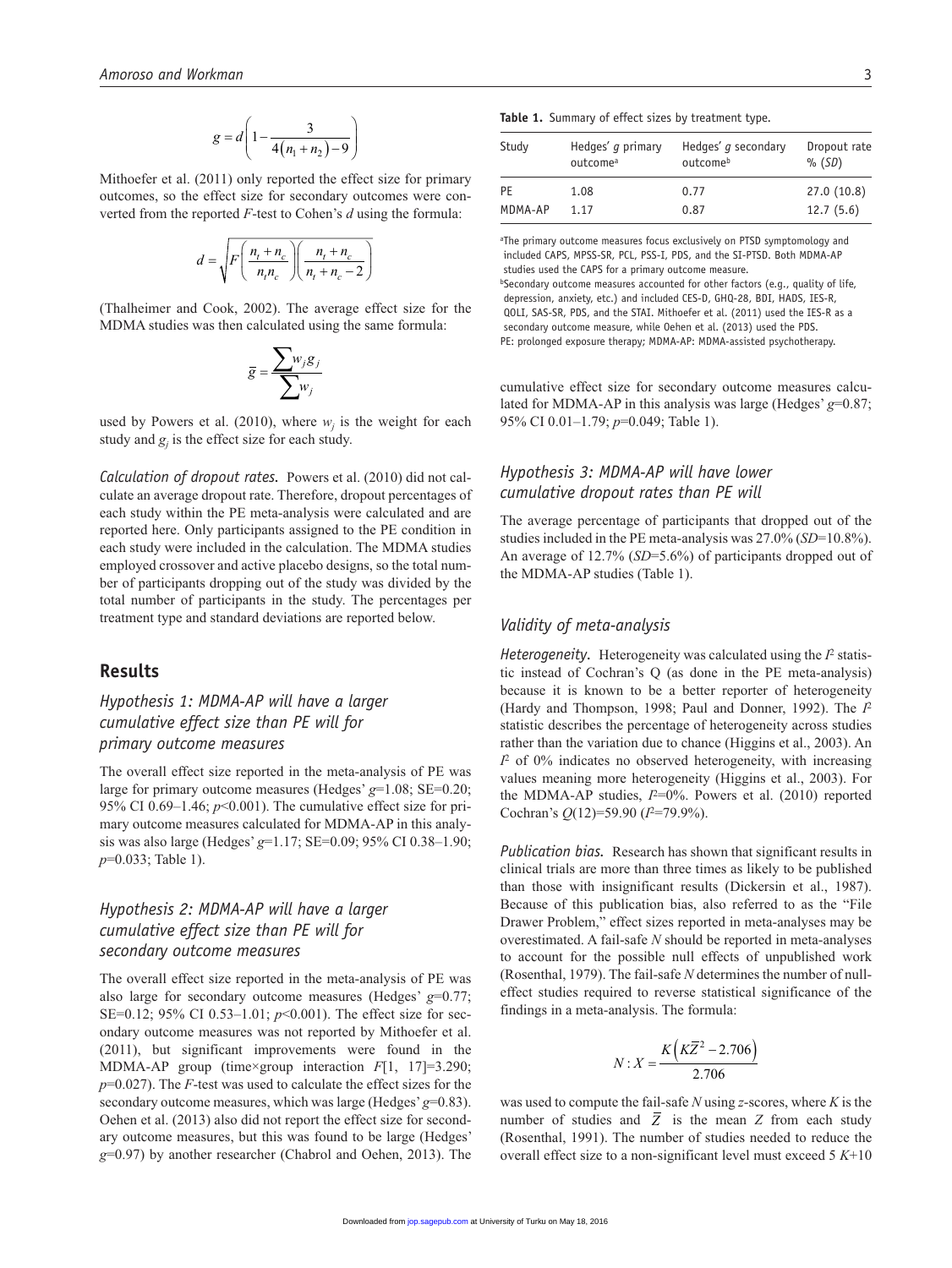$$g = d\left(1 - \frac{3}{4(n_1 + n_2) - 9}\right)$$

Mithoefer et al. (2011) only reported the effect size for primary outcomes, so the effect size for secondary outcomes were converted from the reported *F*-test to Cohen's *d* using the formula:

$$d = \sqrt{F\left(\frac{n_t + n_c}{n_t n_c}\right)\left(\frac{n_t + n_c}{n_t + n_c - 2}\right)}$$

(Thalheimer and Cook, 2002). The average effect size for the MDMA studies was then calculated using the same formula:

$$\overline{g} = \frac{\sum w_j g_j}{\sum w_j}$$

used by Powers et al. (2010), where $w_j$ is the weight for each study and $g_j$ is the effect size for each study.

*Calculation of dropout rates.* Powers et al. (2010) did not calculate an average dropout rate. Therefore, dropout percentages of each study within the PE meta-analysis were calculated and are reported here. Only participants assigned to the PE condition in each study were included in the calculation. The MDMA studies employed crossover and active placebo designs, so the total number of participants dropping out of the study was divided by the total number of participants in the study. The percentages per treatment type and standard deviations are reported below.

## Results

### Hypothesis 1: MDMA-AP will have a larger cumulative effect size than PE will for primary outcome measures

The overall effect size reported in the meta-analysis of PE was large for primary outcome measures (Hedges' $g$=1.08; SE=0.20; 95% CI 0.69–1.46; $p$<0.001). The cumulative effect size for primary outcome measures calculated for MDMA-AP in this analysis was also large (Hedges' $g$=1.17; SE=0.09; 95% CI 0.38–1.90; $p$=0.033; Table 1).

### Hypothesis 2: MDMA-AP will have a larger cumulative effect size than PE will for secondary outcome measures

The overall effect size reported in the meta-analysis of PE was also large for secondary outcome measures (Hedges' $g$=0.77; SE=0.12; 95% CI 0.53–1.01; $p$<0.001). The effect size for secondary outcome measures was not reported by Mithoefer et al. (2011), but significant improvements were found in the MDMA-AP group (time×group interaction $F$[1, 17]=3.290; $p$=0.027). The $F$-test was used to calculate the effect sizes for the secondary outcome measures, which was large (Hedges' $g$=0.83). Oehen et al. (2013) also did not report the effect size for secondary outcome measures, but this was found to be large (Hedges' $g$=0.97) by another researcher (Chabrol and Oehen, 2013). The cumulative effect size for secondary outcome measures calculated for MDMA-AP in this analysis was large (Hedges' $g$=0.87; 95% CI 0.01–1.79; $p$=0.049; Table 1).

**Table 1.** Summary of effect sizes by treatment type.

| Study | Hedges' *g* primary outcome[a] | Hedges' *g* secondary outcome[b] | Dropout rate % (*SD*) |
|---|---|---|---|
| PE | 1.08 | 0.77 | 27.0 (10.8) |
| MDMA-AP | 1.17 | 0.87 | 12.7 (5.6) |

[a]The primary outcome measures focus exclusively on PTSD symptomology and included CAPS, MPSS-SR, PCL, PSS-I, PDS, and the SI-PTSD. Both MDMA-AP studies used the CAPS for a primary outcome measure.
[b]Secondary outcome measures accounted for other factors (e.g., quality of life, depression, anxiety, etc.) and included CES-D, GHQ-28, BDI, HADS, IES-R, QOLI, SAS-SR, PDS, and the STAI. Mithoefer et al. (2011) used the IES-R as a secondary outcome measure, while Oehen et al. (2013) used the PDS.
PE: prolonged exposure therapy; MDMA-AP: MDMA-assisted psychotherapy.

### Hypothesis 3: MDMA-AP will have lower cumulative dropout rates than PE will

The average percentage of participants that dropped out of the studies included in the PE meta-analysis was 27.0% ($SD$=10.8%). An average of 12.7% ($SD$=5.6%) of participants dropped out of the MDMA-AP studies (Table 1).

### Validity of meta-analysis

*Heterogeneity.* Heterogeneity was calculated using the $I^2$ statistic instead of Cochran's Q (as done in the PE meta-analysis) because it is known to be a better reporter of heterogeneity (Hardy and Thompson, 1998; Paul and Donner, 1992). The $I^2$ statistic describes the percentage of heterogeneity across studies rather than the variation due to chance (Higgins et al., 2003). An $I^2$ of 0% indicates no observed heterogeneity, with increasing values meaning more heterogeneity (Higgins et al., 2003). For the MDMA-AP studies, $I^2$=0%. Powers et al. (2010) reported Cochran's $Q(12)$=59.90 ($I^2$=79.9%).

*Publication bias.* Research has shown that significant results in clinical trials are more than three times as likely to be published than those with insignificant results (Dickersin et al., 1987). Because of this publication bias, also referred to as the "File Drawer Problem," effect sizes reported in meta-analyses may be overestimated. A fail-safe *N* should be reported in meta-analyses to account for the possible null effects of unpublished work (Rosenthal, 1979). The fail-safe *N* determines the number of null-effect studies required to reverse statistical significance of the findings in a meta-analysis. The formula:

$$N : X = \frac{K\left(K\overline{Z}^2 - 2.706\right)}{2.706}$$

was used to compute the fail-safe *N* using *z*-scores, where $K$ is the number of studies and $\overline{Z}$ is the mean $Z$ from each study (Rosenthal, 1991). The number of studies needed to reduce the overall effect size to a non-significant level must exceed 5 $K$+10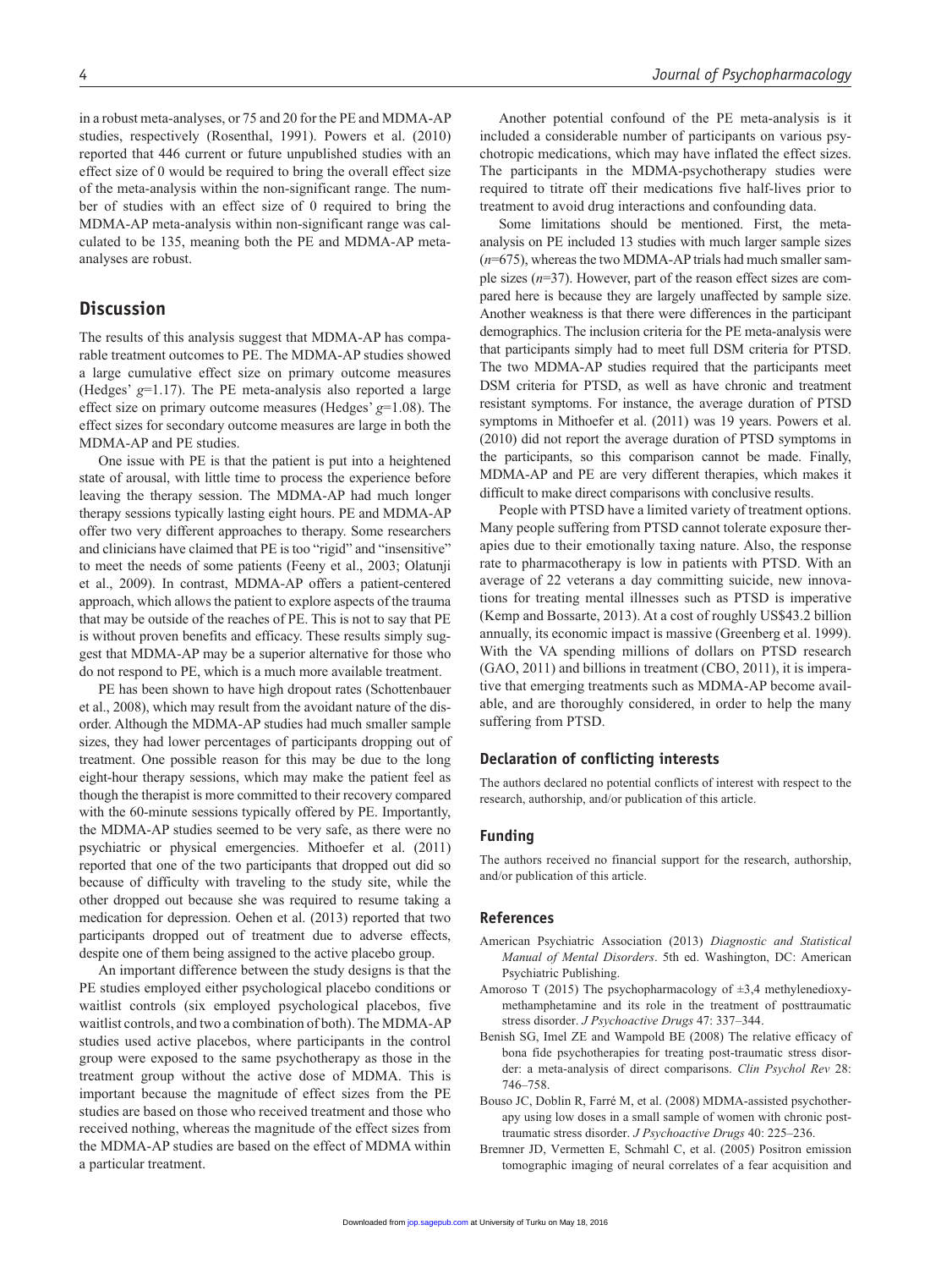in a robust meta-analyses, or 75 and 20 for the PE and MDMA-AP studies, respectively (Rosenthal, 1991). Powers et al. (2010) reported that 446 current or future unpublished studies with an effect size of 0 would be required to bring the overall effect size of the meta-analysis within the non-significant range. The number of studies with an effect size of 0 required to bring the MDMA-AP meta-analysis within non-significant range was calculated to be 135, meaning both the PE and MDMA-AP meta-analyses are robust.

## Discussion

The results of this analysis suggest that MDMA-AP has comparable treatment outcomes to PE. The MDMA-AP studies showed a large cumulative effect size on primary outcome measures (Hedges' $g$=1.17). The PE meta-analysis also reported a large effect size on primary outcome measures (Hedges' $g$=1.08). The effect sizes for secondary outcome measures are large in both the MDMA-AP and PE studies.

One issue with PE is that the patient is put into a heightened state of arousal, with little time to process the experience before leaving the therapy session. The MDMA-AP had much longer therapy sessions typically lasting eight hours. PE and MDMA-AP offer two very different approaches to therapy. Some researchers and clinicians have claimed that PE is too "rigid" and "insensitive" to meet the needs of some patients (Feeny et al., 2003; Olatunji et al., 2009). In contrast, MDMA-AP offers a patient-centered approach, which allows the patient to explore aspects of the trauma that may be outside of the reaches of PE. This is not to say that PE is without proven benefits and efficacy. These results simply suggest that MDMA-AP may be a superior alternative for those who do not respond to PE, which is a much more available treatment.

PE has been shown to have high dropout rates (Schottenbauer et al., 2008), which may result from the avoidant nature of the disorder. Although the MDMA-AP studies had much smaller sample sizes, they had lower percentages of participants dropping out of treatment. One possible reason for this may be due to the long eight-hour therapy sessions, which may make the patient feel as though the therapist is more committed to their recovery compared with the 60-minute sessions typically offered by PE. Importantly, the MDMA-AP studies seemed to be very safe, as there were no psychiatric or physical emergencies. Mithoefer et al. (2011) reported that one of the two participants that dropped out did so because of difficulty with traveling to the study site, while the other dropped out because she was required to resume taking a medication for depression. Oehen et al. (2013) reported that two participants dropped out of treatment due to adverse effects, despite one of them being assigned to the active placebo group.

An important difference between the study designs is that the PE studies employed either psychological placebo conditions or waitlist controls (six employed psychological placebos, five waitlist controls, and two a combination of both). The MDMA-AP studies used active placebos, where participants in the control group were exposed to the same psychotherapy as those in the treatment group without the active dose of MDMA. This is important because the magnitude of effect sizes from the PE studies are based on those who received treatment and those who received nothing, whereas the magnitude of the effect sizes from the MDMA-AP studies are based on the effect of MDMA within a particular treatment.

Another potential confound of the PE meta-analysis is it included a considerable number of participants on various psychotropic medications, which may have inflated the effect sizes. The participants in the MDMA-psychotherapy studies were required to titrate off their medications five half-lives prior to treatment to avoid drug interactions and confounding data.

Some limitations should be mentioned. First, the meta-analysis on PE included 13 studies with much larger sample sizes ($n$=675), whereas the two MDMA-AP trials had much smaller sample sizes ($n$=37). However, part of the reason effect sizes are compared here is because they are largely unaffected by sample size. Another weakness is that there were differences in the participant demographics. The inclusion criteria for the PE meta-analysis were that participants simply had to meet full DSM criteria for PTSD. The two MDMA-AP studies required that the participants meet DSM criteria for PTSD, as well as have chronic and treatment resistant symptoms. For instance, the average duration of PTSD symptoms in Mithoefer et al. (2011) was 19 years. Powers et al. (2010) did not report the average duration of PTSD symptoms in the participants, so this comparison cannot be made. Finally, MDMA-AP and PE are very different therapies, which makes it difficult to make direct comparisons with conclusive results.

People with PTSD have a limited variety of treatment options. Many people suffering from PTSD cannot tolerate exposure therapies due to their emotionally taxing nature. Also, the response rate to pharmacotherapy is low in patients with PTSD. With an average of 22 veterans a day committing suicide, new innovations for treating mental illnesses such as PTSD is imperative (Kemp and Bossarte, 2013). At a cost of roughly US$43.2 billion annually, its economic impact is massive (Greenberg et al. 1999). With the VA spending millions of dollars on PTSD research (GAO, 2011) and billions in treatment (CBO, 2011), it is imperative that emerging treatments such as MDMA-AP become available, and are thoroughly considered, in order to help the many suffering from PTSD.

### Declaration of conflicting interests

The authors declared no potential conflicts of interest with respect to the research, authorship, and/or publication of this article.

### Funding

The authors received no financial support for the research, authorship, and/or publication of this article.

### References

American Psychiatric Association (2013) *Diagnostic and Statistical Manual of Mental Disorders*. 5th ed. Washington, DC: American Psychiatric Publishing.

Amoroso T (2015) The psychopharmacology of ±3,4 methylenedioxymethamphetamine and its role in the treatment of posttraumatic stress disorder. *J Psychoactive Drugs* 47: 337–344.

Benish SG, Imel ZE and Wampold BE (2008) The relative efficacy of bona fide psychotherapies for treating post-traumatic stress disorder: a meta-analysis of direct comparisons. *Clin Psychol Rev* 28: 746–758.

Bouso JC, Doblin R, Farré M, et al. (2008) MDMA-assisted psychotherapy using low doses in a small sample of women with chronic posttraumatic stress disorder. *J Psychoactive Drugs* 40: 225–236.

Bremner JD, Vermetten E, Schmahl C, et al. (2005) Positron emission tomographic imaging of neural correlates of a fear acquisition and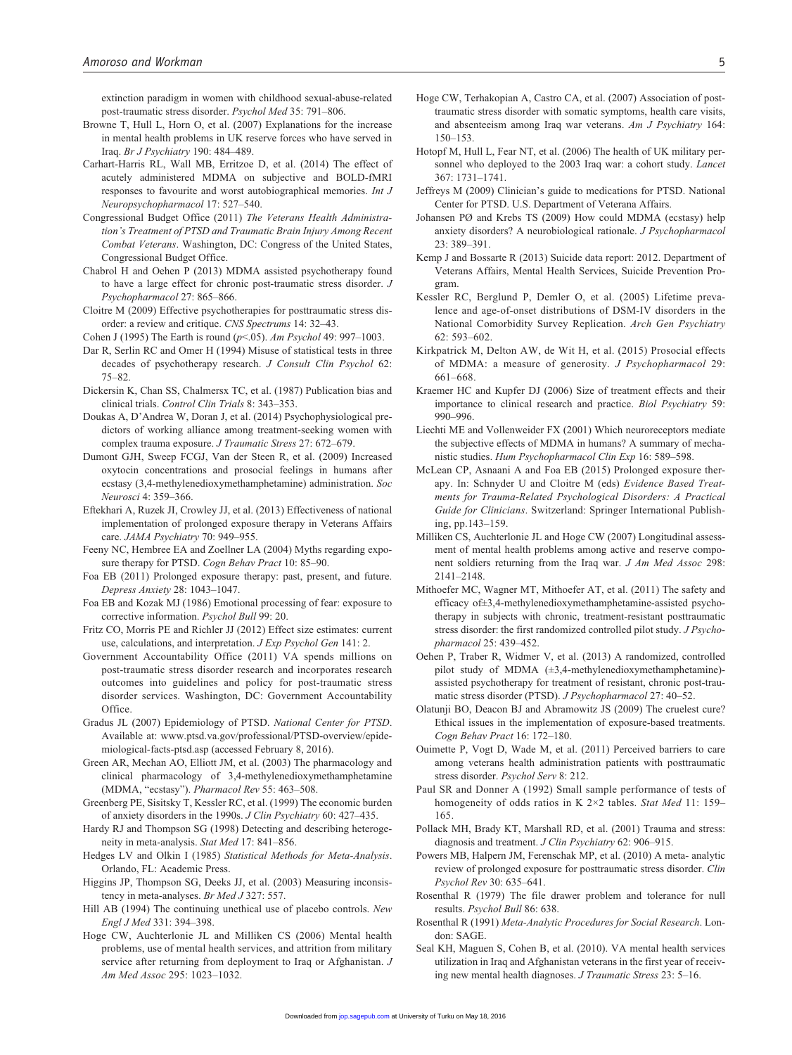extinction paradigm in women with childhood sexual-abuse-related post-traumatic stress disorder. *Psychol Med* 35: 791–806.

Browne T, Hull L, Horn O, et al. (2007) Explanations for the increase in mental health problems in UK reserve forces who have served in Iraq. *Br J Psychiatry* 190: 484–489.

Carhart-Harris RL, Wall MB, Erritzoe D, et al. (2014) The effect of acutely administered MDMA on subjective and BOLD-fMRI responses to favourite and worst autobiographical memories. *Int J Neuropsychopharmacol* 17: 527–540.

Congressional Budget Office (2011) *The Veterans Health Administration's Treatment of PTSD and Traumatic Brain Injury Among Recent Combat Veterans*. Washington, DC: Congress of the United States, Congressional Budget Office.

Chabrol H and Oehen P (2013) MDMA assisted psychotherapy found to have a large effect for chronic post-traumatic stress disorder. *J Psychopharmacol* 27: 865–866.

Cloitre M (2009) Effective psychotherapies for posttraumatic stress disorder: a review and critique. *CNS Spectrums* 14: 32–43.

Cohen J (1995) The Earth is round ($p$<.05). *Am Psychol* 49: 997–1003.

Dar R, Serlin RC and Omer H (1994) Misuse of statistical tests in three decades of psychotherapy research. *J Consult Clin Psychol* 62: 75–82.

Dickersin K, Chan SS, Chalmersx TC, et al. (1987) Publication bias and clinical trials. *Control Clin Trials* 8: 343–353.

Doukas A, D'Andrea W, Doran J, et al. (2014) Psychophysiological predictors of working alliance among treatment-seeking women with complex trauma exposure. *J Traumatic Stress* 27: 672–679.

Dumont GJH, Sweep FCGJ, Van der Steen R, et al. (2009) Increased oxytocin concentrations and prosocial feelings in humans after ecstasy (3,4-methylenedioxymethamphetamine) administration. *Soc Neurosci* 4: 359–366.

Eftekhari A, Ruzek JI, Crowley JJ, et al. (2013) Effectiveness of national implementation of prolonged exposure therapy in Veterans Affairs care. *JAMA Psychiatry* 70: 949–955.

Feeny NC, Hembree EA and Zoellner LA (2004) Myths regarding exposure therapy for PTSD. *Cogn Behav Pract* 10: 85–90.

Foa EB (2011) Prolonged exposure therapy: past, present, and future. *Depress Anxiety* 28: 1043–1047.

Foa EB and Kozak MJ (1986) Emotional processing of fear: exposure to corrective information. *Psychol Bull* 99: 20.

Fritz CO, Morris PE and Richler JJ (2012) Effect size estimates: current use, calculations, and interpretation. *J Exp Psychol Gen* 141: 2.

Government Accountability Office (2011) VA spends millions on post-traumatic stress disorder research and incorporates research outcomes into guidelines and policy for post-traumatic stress disorder services. Washington, DC: Government Accountability Office.

Gradus JL (2007) Epidemiology of PTSD. *National Center for PTSD*. Available at: www.ptsd.va.gov/professional/PTSD-overview/epidemiological-facts-ptsd.asp (accessed February 8, 2016).

Green AR, Mechan AO, Elliott JM, et al. (2003) The pharmacology and clinical pharmacology of 3,4-methylenedioxymethamphetamine (MDMA, "ecstasy"). *Pharmacol Rev* 55: 463–508.

Greenberg PE, Sisitsky T, Kessler RC, et al. (1999) The economic burden of anxiety disorders in the 1990s. *J Clin Psychiatry* 60: 427–435.

Hardy RJ and Thompson SG (1998) Detecting and describing heterogeneity in meta-analysis. *Stat Med* 17: 841–856.

Hedges LV and Olkin I (1985) *Statistical Methods for Meta-Analysis*. Orlando, FL: Academic Press.

Higgins JP, Thompson SG, Deeks JJ, et al. (2003) Measuring inconsistency in meta-analyses. *Br Med J* 327: 557.

Hill AB (1994) The continuing unethical use of placebo controls. *New Engl J Med* 331: 394–398.

Hoge CW, Auchterlonie JL and Milliken CS (2006) Mental health problems, use of mental health services, and attrition from military service after returning from deployment to Iraq or Afghanistan. *J Am Med Assoc* 295: 1023–1032.

Hoge CW, Terhakopian A, Castro CA, et al. (2007) Association of posttraumatic stress disorder with somatic symptoms, health care visits, and absenteeism among Iraq war veterans. *Am J Psychiatry* 164: 150–153.

Hotopf M, Hull L, Fear NT, et al. (2006) The health of UK military personnel who deployed to the 2003 Iraq war: a cohort study. *Lancet* 367: 1731–1741.

Jeffreys M (2009) Clinician's guide to medications for PTSD. National Center for PTSD. U.S. Department of Veterana Affairs.

Johansen PØ and Krebs TS (2009) How could MDMA (ecstasy) help anxiety disorders? A neurobiological rationale. *J Psychopharmacol* 23: 389–391.

Kemp J and Bossarte R (2013) Suicide data report: 2012. Department of Veterans Affairs, Mental Health Services, Suicide Prevention Program.

Kessler RC, Berglund P, Demler O, et al. (2005) Lifetime prevalence and age-of-onset distributions of DSM-IV disorders in the National Comorbidity Survey Replication. *Arch Gen Psychiatry* 62: 593–602.

Kirkpatrick M, Delton AW, de Wit H, et al. (2015) Prosocial effects of MDMA: a measure of generosity. *J Psychopharmacol* 29: 661–668.

Kraemer HC and Kupfer DJ (2006) Size of treatment effects and their importance to clinical research and practice. *Biol Psychiatry* 59: 990–996.

Liechti ME and Vollenweider FX (2001) Which neuroreceptors mediate the subjective effects of MDMA in humans? A summary of mechanistic studies. *Hum Psychopharmacol Clin Exp* 16: 589–598.

McLean CP, Asnaani A and Foa EB (2015) Prolonged exposure therapy. In: Schnyder U and Cloitre M (eds) *Evidence Based Treatments for Trauma-Related Psychological Disorders: A Practical Guide for Clinicians*. Switzerland: Springer International Publishing, pp.143–159.

Milliken CS, Auchterlonie JL and Hoge CW (2007) Longitudinal assessment of mental health problems among active and reserve component soldiers returning from the Iraq war. *J Am Med Assoc* 298: 2141–2148.

Mithoefer MC, Wagner MT, Mithoefer AT, et al. (2011) The safety and efficacy of±3,4-methylenedioxymethamphetamine-assisted psychotherapy in subjects with chronic, treatment-resistant posttraumatic stress disorder: the first randomized controlled pilot study. *J Psychopharmacol* 25: 439–452.

Oehen P, Traber R, Widmer V, et al. (2013) A randomized, controlled pilot study of MDMA (±3,4-methylenedioxymethamphetamine)-assisted psychotherapy for treatment of resistant, chronic post-traumatic stress disorder (PTSD). *J Psychopharmacol* 27: 40–52.

Olatunji BO, Deacon BJ and Abramowitz JS (2009) The cruelest cure? Ethical issues in the implementation of exposure-based treatments. *Cogn Behav Pract* 16: 172–180.

Ouimette P, Vogt D, Wade M, et al. (2011) Perceived barriers to care among veterans health administration patients with posttraumatic stress disorder. *Psychol Serv* 8: 212.

Paul SR and Donner A (1992) Small sample performance of tests of homogeneity of odds ratios in K 2×2 tables. *Stat Med* 11: 159–165.

Pollack MH, Brady KT, Marshall RD, et al. (2001) Trauma and stress: diagnosis and treatment. *J Clin Psychiatry* 62: 906–915.

Powers MB, Halpern JM, Ferenschak MP, et al. (2010) A meta- analytic review of prolonged exposure for posttraumatic stress disorder. *Clin Psychol Rev* 30: 635–641.

Rosenthal R (1979) The file drawer problem and tolerance for null results. *Psychol Bull* 86: 638.

Rosenthal R (1991) *Meta-Analytic Procedures for Social Research*. London: SAGE.

Seal KH, Maguen S, Cohen B, et al. (2010). VA mental health services utilization in Iraq and Afghanistan veterans in the first year of receiving new mental health diagnoses. *J Traumatic Stress* 23: 5–16.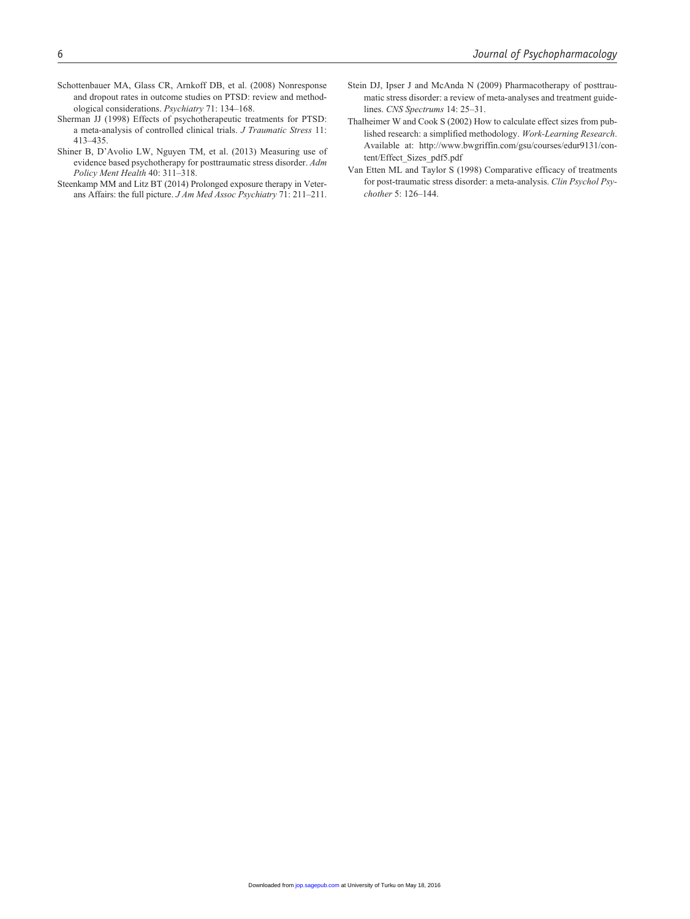Schottenbauer MA, Glass CR, Arnkoff DB, et al. (2008) Nonresponse and dropout rates in outcome studies on PTSD: review and methodological considerations. *Psychiatry* 71: 134–168.

Sherman JJ (1998) Effects of psychotherapeutic treatments for PTSD: a meta-analysis of controlled clinical trials. *J Traumatic Stress* 11: 413–435.

Shiner B, D'Avolio LW, Nguyen TM, et al. (2013) Measuring use of evidence based psychotherapy for posttraumatic stress disorder. *Adm Policy Ment Health* 40: 311–318.

Steenkamp MM and Litz BT (2014) Prolonged exposure therapy in Veterans Affairs: the full picture. *J Am Med Assoc Psychiatry* 71: 211–211.

Stein DJ, Ipser J and McAnda N (2009) Pharmacotherapy of posttraumatic stress disorder: a review of meta-analyses and treatment guidelines. *CNS Spectrums* 14: 25–31.

Thalheimer W and Cook S (2002) How to calculate effect sizes from published research: a simplified methodology. *Work-Learning Research*. Available at: http://www.bwgriffin.com/gsu/courses/edur9131/content/Effect_Sizes_pdf5.pdf

Van Etten ML and Taylor S (1998) Comparative efficacy of treatments for post-traumatic stress disorder: a meta-analysis. *Clin Psychol Psychother* 5: 126–144.